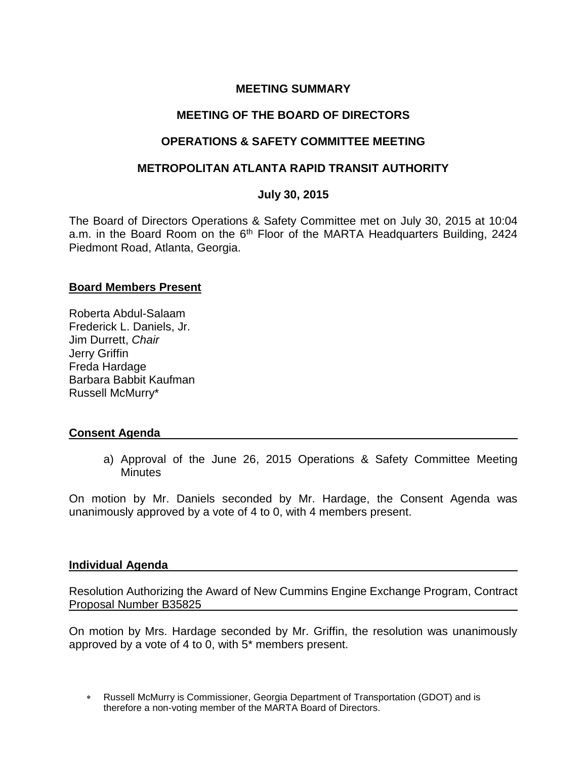# MEETING SUMMARY

## MEETING OF THE BOARD OF DIRECTORS

## OPERATIONS & SAFETY COMMITTEE MEETING

## METROPOLITAN ATLANTA RAPID TRANSIT AUTHORITY

### July 30, 2015

The Board of Directors Operations & Safety Committee met on July 30, 2015 at 10:04 a.m. in the Board Room on the 6th Floor of the MARTA Headquarters Building, 2424 Piedmont Road, Atlanta, Georgia.

**Board Members Present**

Roberta Abdul-Salaam
Frederick L. Daniels, Jr.
Jim Durrett, *Chair*
Jerry Griffin
Freda Hardage
Barbara Babbit Kaufman
Russell McMurry*

**Consent Agenda**

a) Approval of the June 26, 2015 Operations & Safety Committee Meeting Minutes

On motion by Mr. Daniels seconded by Mr. Hardage, the Consent Agenda was unanimously approved by a vote of 4 to 0, with 4 members present.

**Individual Agenda**

Resolution Authorizing the Award of New Cummins Engine Exchange Program, Contract Proposal Number B35825

On motion by Mrs. Hardage seconded by Mr. Griffin, the resolution was unanimously approved by a vote of 4 to 0, with 5* members present.

* Russell McMurry is Commissioner, Georgia Department of Transportation (GDOT) and is therefore a non-voting member of the MARTA Board of Directors.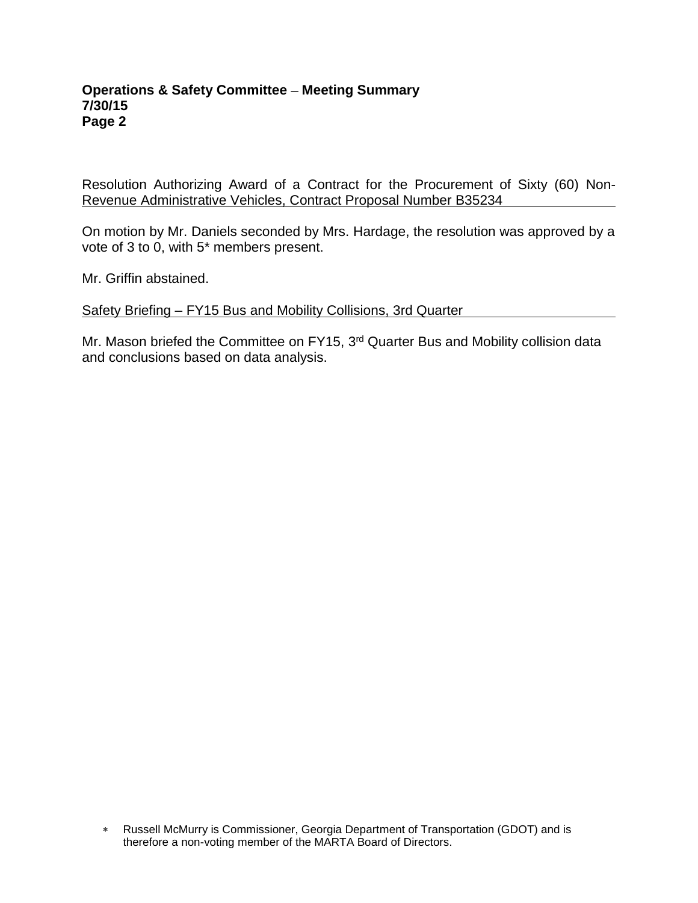Resolution Authorizing Award of a Contract for the Procurement of Sixty (60) Non-Revenue Administrative Vehicles, Contract Proposal Number B35234

On motion by Mr. Daniels seconded by Mrs. Hardage, the resolution was approved by a vote of 3 to 0, with 5* members present.

Mr. Griffin abstained.

Safety Briefing – FY15 Bus and Mobility Collisions, 3rd Quarter

Mr. Mason briefed the Committee on FY15, 3rd Quarter Bus and Mobility collision data and conclusions based on data analysis.

* Russell McMurry is Commissioner, Georgia Department of Transportation (GDOT) and is therefore a non-voting member of the MARTA Board of Directors.